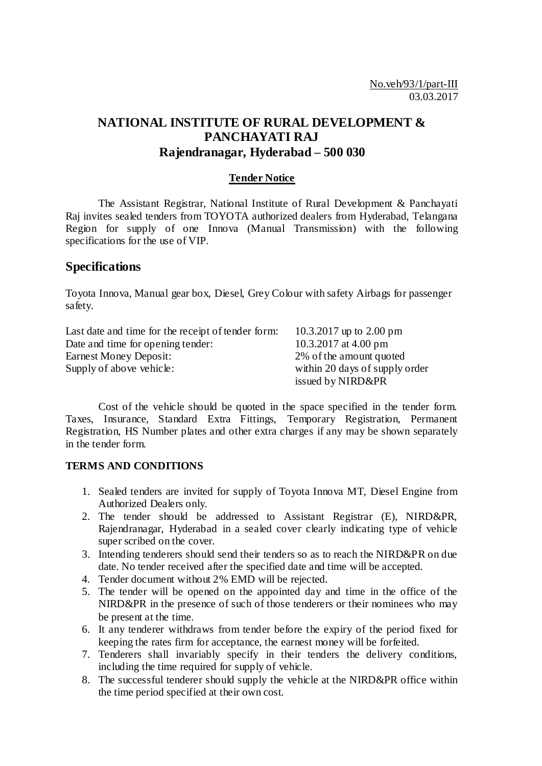No.veh/93/1/part-III
03.03.2017

# NATIONAL INSTITUTE OF RURAL DEVELOPMENT & PANCHAYATI RAJ
## Rajendranagar, Hyderabad – 500 030

**Tender Notice**

The Assistant Registrar, National Institute of Rural Development & Panchayati Raj invites sealed tenders from TOYOTA authorized dealers from Hyderabad, Telangana Region for supply of one Innova (Manual Transmission) with the following specifications for the use of VIP.

## Specifications

Toyota Innova, Manual gear box, Diesel, Grey Colour with safety Airbags for passenger safety.

| | |
|---|---|
| Last date and time for the receipt of tender form: | 10.3.2017 up to 2.00 pm |
| Date and time for opening tender: | 10.3.2017 at 4.00 pm |
| Earnest Money Deposit: | 2% of the amount quoted |
| Supply of above vehicle: | within 20 days of supply order issued by NIRD&PR |

Cost of the vehicle should be quoted in the space specified in the tender form. Taxes, Insurance, Standard Extra Fittings, Temporary Registration, Permanent Registration, HS Number plates and other extra charges if any may be shown separately in the tender form.

**TERMS AND CONDITIONS**

1. Sealed tenders are invited for supply of Toyota Innova MT, Diesel Engine from Authorized Dealers only.
2. The tender should be addressed to Assistant Registrar (E), NIRD&PR, Rajendranagar, Hyderabad in a sealed cover clearly indicating type of vehicle super scribed on the cover.
3. Intending tenderers should send their tenders so as to reach the NIRD&PR on due date. No tender received after the specified date and time will be accepted.
4. Tender document without 2% EMD will be rejected.
5. The tender will be opened on the appointed day and time in the office of the NIRD&PR in the presence of such of those tenderers or their nominees who may be present at the time.
6. It any tenderer withdraws from tender before the expiry of the period fixed for keeping the rates firm for acceptance, the earnest money will be forfeited.
7. Tenderers shall invariably specify in their tenders the delivery conditions, including the time required for supply of vehicle.
8. The successful tenderer should supply the vehicle at the NIRD&PR office within the time period specified at their own cost.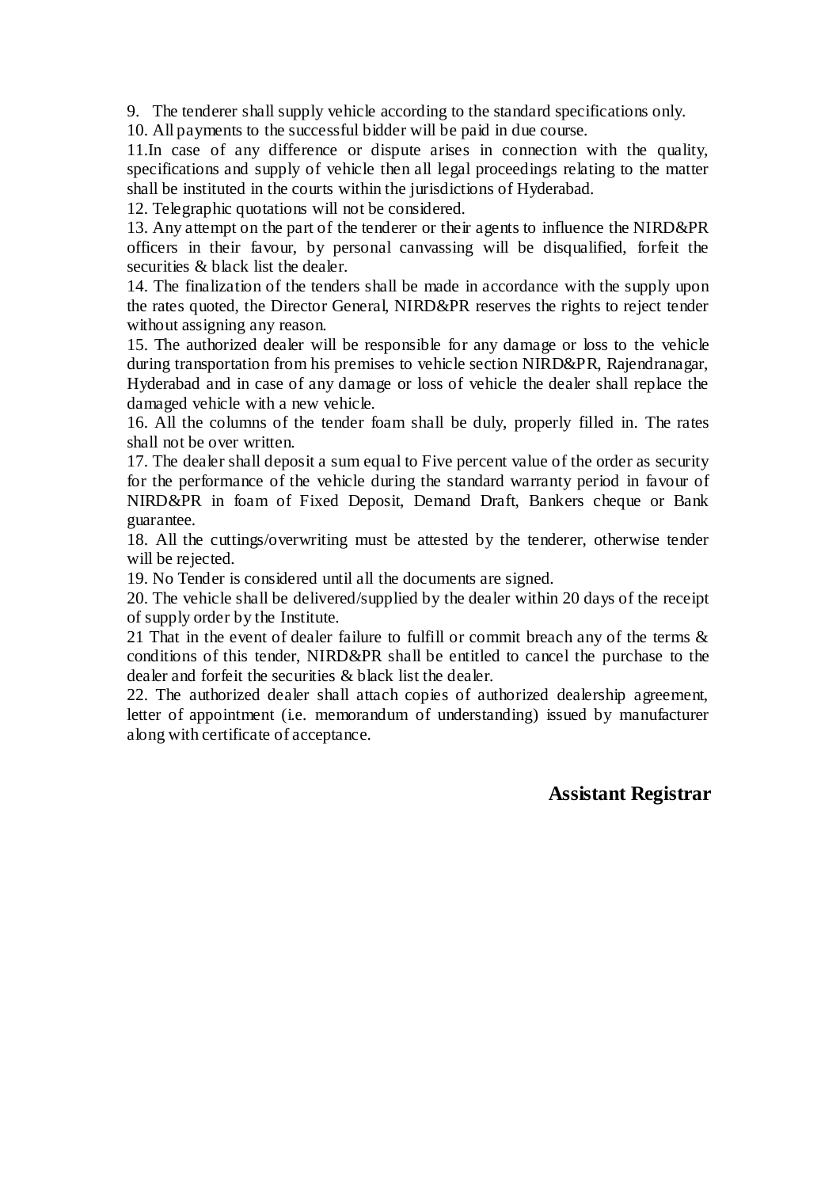9. The tenderer shall supply vehicle according to the standard specifications only.

10. All payments to the successful bidder will be paid in due course.

11.In case of any difference or dispute arises in connection with the quality, specifications and supply of vehicle then all legal proceedings relating to the matter shall be instituted in the courts within the jurisdictions of Hyderabad.

12. Telegraphic quotations will not be considered.

13. Any attempt on the part of the tenderer or their agents to influence the NIRD&PR officers in their favour, by personal canvassing will be disqualified, forfeit the securities & black list the dealer.

14. The finalization of the tenders shall be made in accordance with the supply upon the rates quoted, the Director General, NIRD&PR reserves the rights to reject tender without assigning any reason.

15. The authorized dealer will be responsible for any damage or loss to the vehicle during transportation from his premises to vehicle section NIRD&PR, Rajendranagar, Hyderabad and in case of any damage or loss of vehicle the dealer shall replace the damaged vehicle with a new vehicle.

16. All the columns of the tender foam shall be duly, properly filled in. The rates shall not be over written.

17. The dealer shall deposit a sum equal to Five percent value of the order as security for the performance of the vehicle during the standard warranty period in favour of NIRD&PR in foam of Fixed Deposit, Demand Draft, Bankers cheque or Bank guarantee.

18. All the cuttings/overwriting must be attested by the tenderer, otherwise tender will be rejected.

19. No Tender is considered until all the documents are signed.

20. The vehicle shall be delivered/supplied by the dealer within 20 days of the receipt of supply order by the Institute.

21 That in the event of dealer failure to fulfill or commit breach any of the terms & conditions of this tender, NIRD&PR shall be entitled to cancel the purchase to the dealer and forfeit the securities & black list the dealer.

22. The authorized dealer shall attach copies of authorized dealership agreement, letter of appointment (i.e. memorandum of understanding) issued by manufacturer along with certificate of acceptance.

**Assistant Registrar**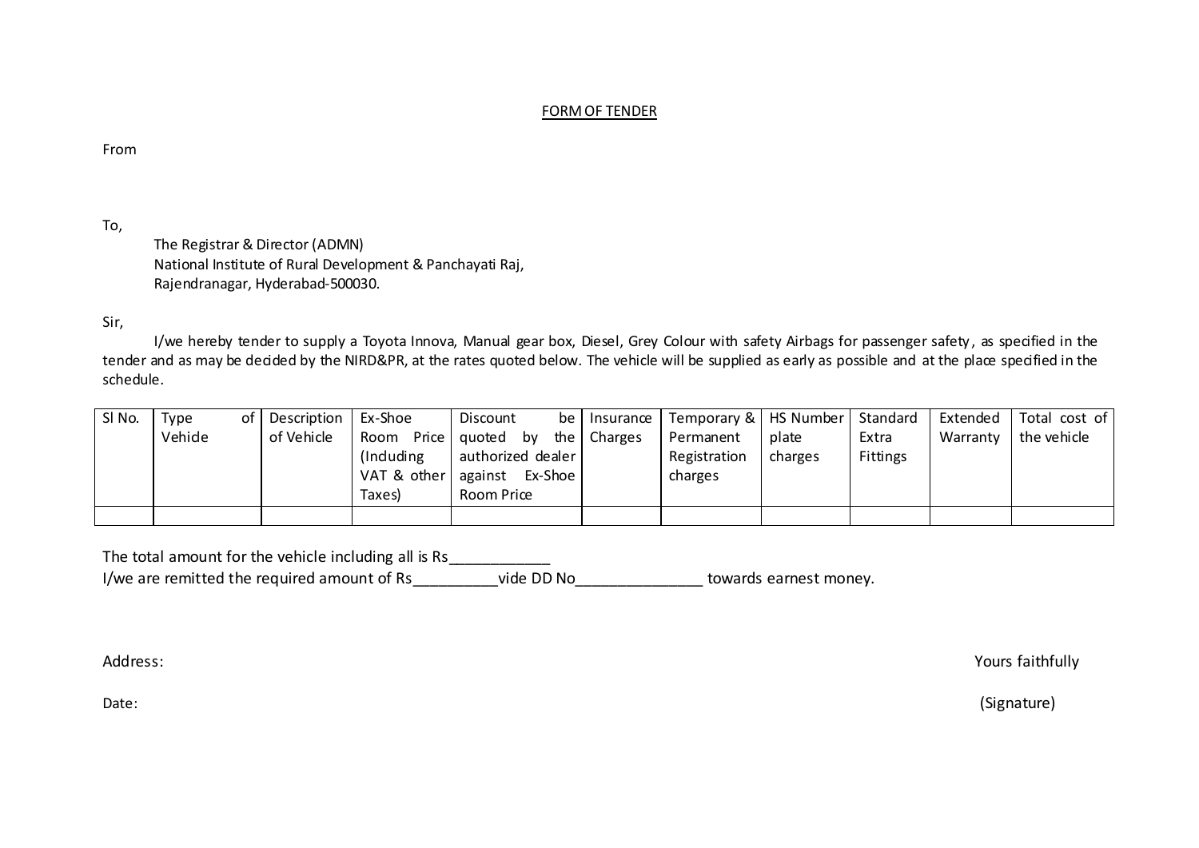FORM OF TENDER

From

To,

The Registrar & Director (ADMN)
National Institute of Rural Development & Panchayati Raj,
Rajendranagar, Hyderabad-500030.

Sir,

I/we hereby tender to supply a Toyota Innova, Manual gear box, Diesel, Grey Colour with safety Airbags for passenger safety, as specified in the tender and as may be decided by the NIRD&PR, at the rates quoted below. The vehicle will be supplied as early as possible and at the place specified in the schedule.

| Sl No. | Type of Vehicle | Description of Vehicle | Ex-Shoe Room Price (Including VAT & other Taxes) | Discount be quoted by the authorized dealer against Ex-Shoe Room Price | Insurance Charges | Temporary & Permanent Registration charges | HS Number plate charges | Standard Extra Fittings | Extended Warranty | Total cost of the vehicle |
|---|---|---|---|---|---|---|---|---|---|---|
| | | | | | | | | | | |

The total amount for the vehicle including all is Rs____________
I/we are remitted the required amount of Rs__________vide DD No_______________ towards earnest money.

Address:

Date:

Yours faithfully

(Signature)